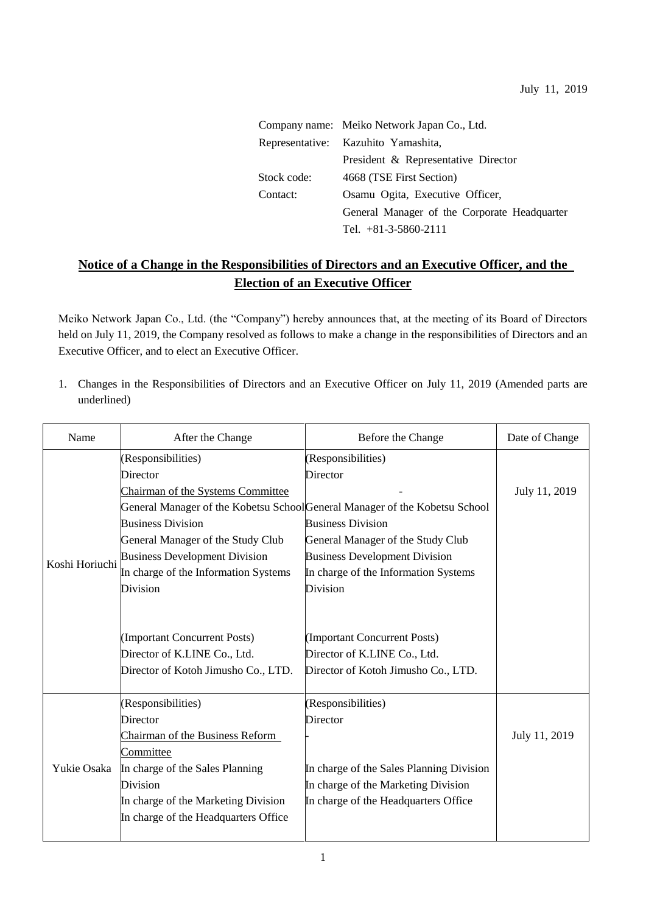July 11, 2019

Company name: Meiko Network Japan Co., Ltd.
Representative: Kazuhito Yamashita, President & Representative Director
Stock code: 4668 (TSE First Section)
Contact: Osamu Ogita, Executive Officer, General Manager of the Corporate Headquarter
Tel. +81-3-5860-2111

# Notice of a Change in the Responsibilities of Directors and an Executive Officer, and the Election of an Executive Officer

Meiko Network Japan Co., Ltd. (the "Company") hereby announces that, at the meeting of its Board of Directors held on July 11, 2019, the Company resolved as follows to make a change in the responsibilities of Directors and an Executive Officer, and to elect an Executive Officer.

1. Changes in the Responsibilities of Directors and an Executive Officer on July 11, 2019 (Amended parts are underlined)

| Name | After the Change | Before the Change | Date of Change |
|---|---|---|---|
| Koshi Horiuchi | (Responsibilities)<br>Director<br><u>Chairman of the Systems Committee</u><br>General Manager of the Kobetsu School Business Division<br>General Manager of the Study Club Business Development Division<br>In charge of the Information Systems Division<br><br>(Important Concurrent Posts)<br>Director of K.LINE Co., Ltd.<br>Director of Kotoh Jimusho Co., LTD. | (Responsibilities)<br>Director<br>-<br>General Manager of the Kobetsu School Business Division<br>General Manager of the Study Club Business Development Division<br>In charge of the Information Systems Division<br><br>(Important Concurrent Posts)<br>Director of K.LINE Co., Ltd.<br>Director of Kotoh Jimusho Co., LTD. | July 11, 2019 |
| Yukie Osaka | (Responsibilities)<br>Director<br><u>Chairman of the Business Reform Committee</u><br>In charge of the Sales Planning Division<br>In charge of the Marketing Division<br>In charge of the Headquarters Office | (Responsibilities)<br>Director<br>-<br>In charge of the Sales Planning Division<br>In charge of the Marketing Division<br>In charge of the Headquarters Office | July 11, 2019 |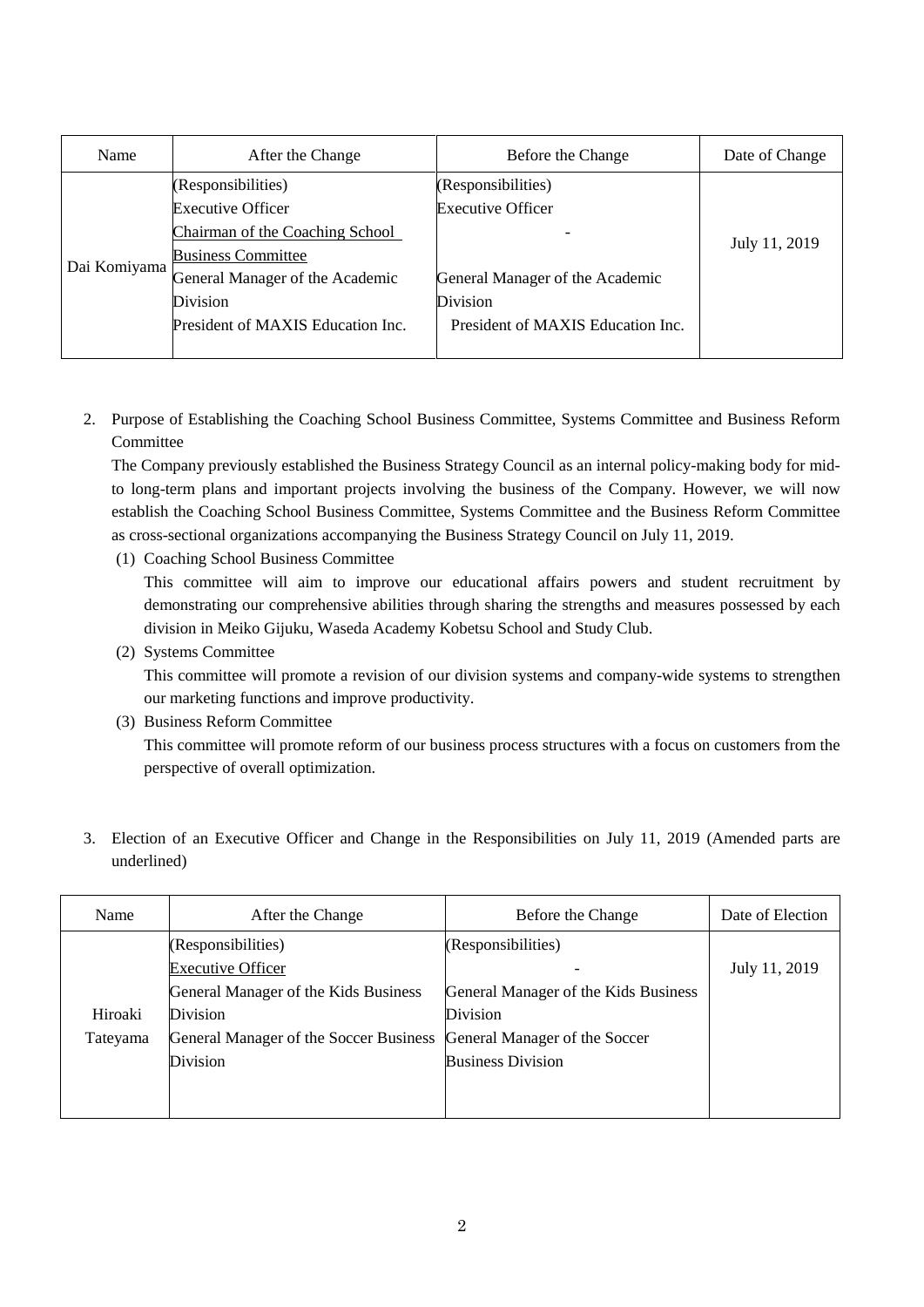| Name | After the Change | Before the Change | Date of Change |
|---|---|---|---|
| Dai Komiyama | (Responsibilities)<br>Executive Officer<br><u>Chairman of the Coaching School Business Committee</u><br>General Manager of the Academic Division<br>President of MAXIS Education Inc. | (Responsibilities)<br>Executive Officer<br>-<br>General Manager of the Academic Division<br>President of MAXIS Education Inc. | July 11, 2019 |

2. Purpose of Establishing the Coaching School Business Committee, Systems Committee and Business Reform Committee

   The Company previously established the Business Strategy Council as an internal policy-making body for mid- to long-term plans and important projects involving the business of the Company. However, we will now establish the Coaching School Business Committee, Systems Committee and the Business Reform Committee as cross-sectional organizations accompanying the Business Strategy Council on July 11, 2019.

   (1) Coaching School Business Committee

   This committee will aim to improve our educational affairs powers and student recruitment by demonstrating our comprehensive abilities through sharing the strengths and measures possessed by each division in Meiko Gijuku, Waseda Academy Kobetsu School and Study Club.

   (2) Systems Committee

   This committee will promote a revision of our division systems and company-wide systems to strengthen our marketing functions and improve productivity.

   (3) Business Reform Committee

   This committee will promote reform of our business process structures with a focus on customers from the perspective of overall optimization.

3. Election of an Executive Officer and Change in the Responsibilities on July 11, 2019 (Amended parts are underlined)

| Name | After the Change | Before the Change | Date of Election |
|---|---|---|---|
| Hiroaki Tateyama | (Responsibilities)<br><u>Executive Officer</u><br>General Manager of the Kids Business Division<br>General Manager of the Soccer Business Division | (Responsibilities)<br>-<br>General Manager of the Kids Business Division<br>General Manager of the Soccer Business Division | July 11, 2019 |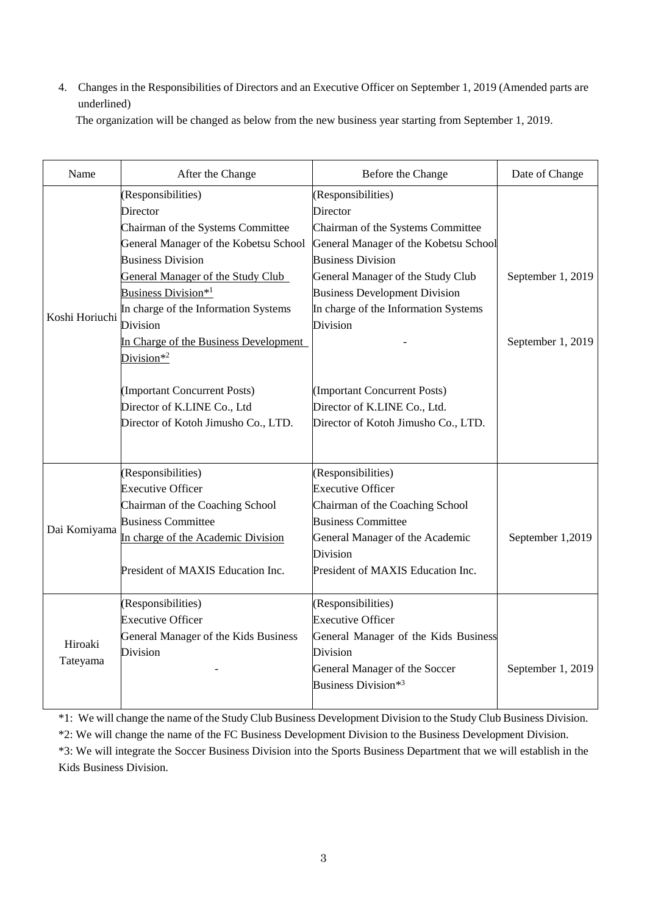4. Changes in the Responsibilities of Directors and an Executive Officer on September 1, 2019 (Amended parts are underlined)

The organization will be changed as below from the new business year starting from September 1, 2019.

| Name | After the Change | Before the Change | Date of Change |
|---|---|---|---|
| Koshi Horiuchi | (Responsibilities)<br>Director<br>Chairman of the Systems Committee<br>General Manager of the Kobetsu School Business Division<br><u>General Manager of the Study Club Business Division*[1]</u><br>In charge of the Information Systems Division | (Responsibilities)<br>Director<br>Chairman of the Systems Committee<br>General Manager of the Kobetsu School Business Division<br>General Manager of the Study Club Business Development Division<br>In charge of the Information Systems Division | September 1, 2019 |
| | <u>In Charge of the Business Development Division*[2]</u> | - | September 1, 2019 |
| | (Important Concurrent Posts)<br>Director of K.LINE Co., Ltd<br>Director of Kotoh Jimusho Co., LTD. | (Important Concurrent Posts)<br>Director of K.LINE Co., Ltd.<br>Director of Kotoh Jimusho Co., LTD. | |
| Dai Komiyama | (Responsibilities)<br>Executive Officer<br>Chairman of the Coaching School Business Committee<br><u>In charge of the Academic Division</u><br><br>President of MAXIS Education Inc. | (Responsibilities)<br>Executive Officer<br>Chairman of the Coaching School Business Committee<br>General Manager of the Academic Division<br>President of MAXIS Education Inc. | September 1,2019 |
| Hiroaki Tateyama | (Responsibilities)<br>Executive Officer<br>General Manager of the Kids Business Division<br>- | (Responsibilities)<br>Executive Officer<br>General Manager of the Kids Business Division<br>General Manager of the Soccer Business Division*[3] | September 1, 2019 |

*1: We will change the name of the Study Club Business Development Division to the Study Club Business Division.

*2: We will change the name of the FC Business Development Division to the Business Development Division.

*3: We will integrate the Soccer Business Division into the Sports Business Department that we will establish in the Kids Business Division.